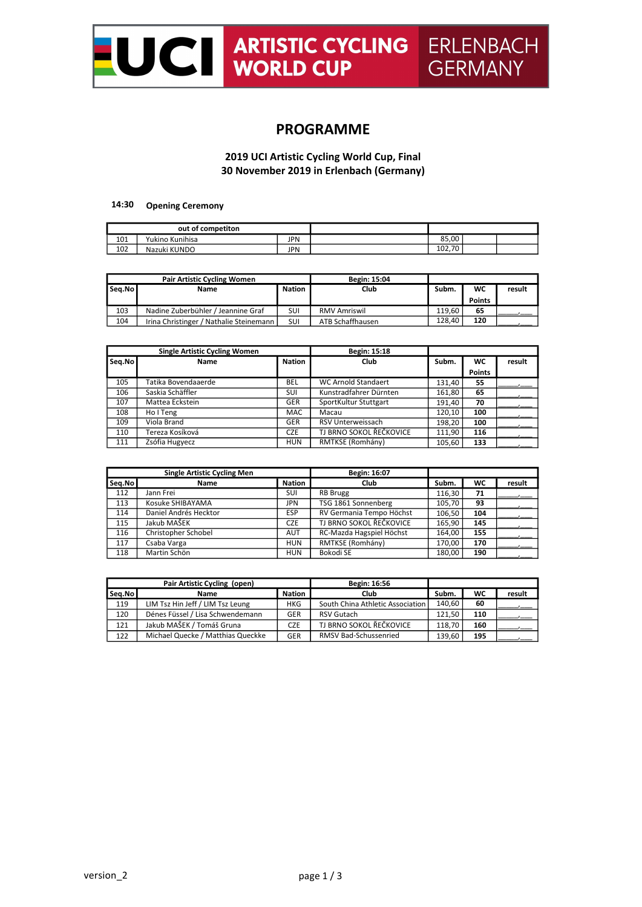UCI ARTISTIC CYCLING WORLD CUP ERLENBACH GERMANY

# PROGRAMME

**2019 UCI Artistic Cycling World Cup, Final**
**30 November 2019 in Erlenbach (Germany)**

**14:30 Opening Ceremony**

| out of competiton | | | | | | |
|---|---|---|---|---|---|---|
| 101 | Yukino Kunihisa | JPN | | 85,00 | | |
| 102 | Nazuki KUNDO | JPN | | 102,70 | | |

| Pair Artistic Cycling Women | | | Begin: 15:04 | | | |
|---|---|---|---|---|---|---|
| **Seq.No** | **Name** | **Nation** | **Club** | **Subm.** | **WC Points** | **result** |
| 103 | Nadine Zuberbühler / Jeannine Graf | SUI | RMV Amriswil | 119,60 | **65** | ____,___ |
| 104 | Irina Christinger / Nathalie Steinemann | SUI | ATB Schaffhausen | 128,40 | **120** | ____,___ |

| Single Artistic Cycling Women | | | Begin: 15:18 | | | |
|---|---|---|---|---|---|---|
| **Seq.No** | **Name** | **Nation** | **Club** | **Subm.** | **WC Points** | **result** |
| 105 | Tatika Bovendaaerde | BEL | WC Arnold Standaert | 131,40 | **55** | ____,___ |
| 106 | Saskia Schäffler | SUI | Kunstradfahrer Dürnten | 161,80 | **65** | ____,___ |
| 107 | Mattea Eckstein | GER | SportKultur Stuttgart | 191,40 | **70** | ____,___ |
| 108 | Ho I Teng | MAC | Macau | 120,10 | **100** | ____,___ |
| 109 | Viola Brand | GER | RSV Unterweissach | 198,20 | **100** | ____,___ |
| 110 | Tereza Kosíková | CZE | TJ BRNO SOKOL ŘEČKOVICE | 111,90 | **116** | ____,___ |
| 111 | Zsófia Hugyecz | HUN | RMTKSE (Romhány) | 105,60 | **133** | ____,___ |

| Single Artistic Cycling Men | | | Begin: 16:07 | | | |
|---|---|---|---|---|---|---|
| **Seq.No** | **Name** | **Nation** | **Club** | **Subm.** | **WC** | **result** |
| 112 | Jann Frei | SUI | RB Brugg | 116,30 | **71** | ____,___ |
| 113 | Kosuke SHIBAYAMA | JPN | TSG 1861 Sonnenberg | 105,70 | **93** | ____,___ |
| 114 | Daniel Andrés Hecktor | ESP | RV Germania Tempo Höchst | 106,50 | **104** | ____,___ |
| 115 | Jakub MAŠEK | CZE | TJ BRNO SOKOL ŘEČKOVICE | 165,90 | **145** | ____,___ |
| 116 | Christopher Schobel | AUT | RC-Mazda Hagspiel Höchst | 164,00 | **155** | ____,___ |
| 117 | Csaba Varga | HUN | RMTKSE (Romhány) | 170,00 | **170** | ____,___ |
| 118 | Martin Schön | HUN | Bokodi SE | 180,00 | **190** | ____,___ |

| Pair Artistic Cycling (open) | | | Begin: 16:56 | | | |
|---|---|---|---|---|---|---|
| **Seq.No** | **Name** | **Nation** | **Club** | **Subm.** | **WC** | **result** |
| 119 | LIM Tsz Hin Jeff / LIM Tsz Leung | HKG | South China Athletic Association | 140,60 | **60** | ____,___ |
| 120 | Dénes Füssel / Lisa Schwendemann | GER | RSV Gutach | 121,50 | **110** | ____,___ |
| 121 | Jakub MAŠEK / Tomáš Gruna | CZE | TJ BRNO SOKOL ŘEČKOVICE | 118,70 | **160** | ____,___ |
| 122 | Michael Quecke / Matthias Queckke | GER | RMSV Bad-Schussenried | 139,60 | **195** | ____,___ |

version_2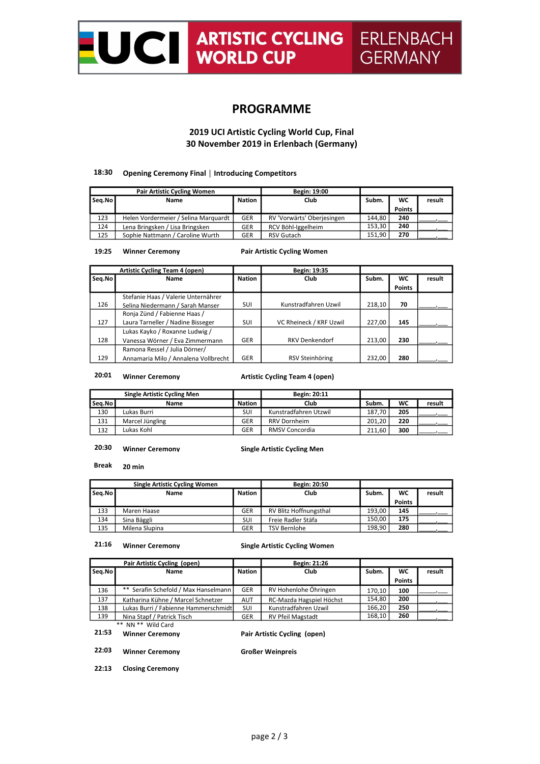UCI ARTISTIC CYCLING WORLD CUP ERLENBACH GERMANY

# PROGRAMME

## 2019 UCI Artistic Cycling World Cup, Final
## 30 November 2019 in Erlenbach (Germany)

**18:30** **Opening Ceremony Final │ Introducing Competitors**

| Pair Artistic Cycling Women | | | Begin: 19:00 | | | |
|---|---|---|---|---|---|---|
| Seq.No | Name | Nation | Club | Subm. | WC Points | result |
| 123 | Helen Vordermeier / Selina Marquardt | GER | RV 'Vorwärts' Oberjesingen | 144,80 | 240 | _____,___ |
| 124 | Lena Bringsken / Lisa Bringsken | GER | RCV Böhl-Iggelheim | 153,30 | 240 | _____,___ |
| 125 | Sophie Nattmann / Caroline Wurth | GER | RSV Gutach | 151,90 | 270 | _____,___ |

**19:25** **Winner Ceremony** **Pair Artistic Cycling Women**

| Artistic Cycling Team 4 (open) | | | Begin: 19:35 | | | |
|---|---|---|---|---|---|---|
| Seq.No | Name | Nation | Club | Subm. | WC Points | result |
| 126 | Stefanie Haas / Valerie Unternährer<br>Selina Niedermann / Sarah Manser | SUI | Kunstradfahren Uzwil | 218,10 | 70 | _____,___ |
| 127 | Ronja Zünd / Fabienne Haas /<br>Laura Tarneller / Nadine Bisseger | SUI | VC Rheineck / KRF Uzwil | 227,00 | 145 | _____,___ |
| 128 | Lukas Kayko / Roxanne Ludwig /<br>Vanessa Wörner / Eva Zimmermann | GER | RKV Denkendorf | 213,00 | 230 | _____,___ |
| 129 | Ramona Ressel / Julia Dörner/<br>Annamaria Milo / Annalena Vollbrecht | GER | RSV Steinhöring | 232,00 | 280 | _____,___ |

**20:01** **Winner Ceremony** **Artistic Cycling Team 4 (open)**

| Single Artistic Cycling Men | | | Begin: 20:11 | | | |
|---|---|---|---|---|---|---|
| Seq.No | Name | Nation | Club | Subm. | WC | result |
| 130 | Lukas Burri | SUI | Kunstradfahren Utzwil | 187,70 | 205 | _____,___ |
| 131 | Marcel Jüngling | GER | RRV Dornheim | 201,20 | 220 | _____,___ |
| 132 | Lukas Kohl | GER | RMSV Concordia | 211,60 | 300 | _____,___ |

**20:30** **Winner Ceremony** **Single Artistic Cycling Men**

**Break** **20 min**

| Single Artistic Cycling Women | | | Begin: 20:50 | | | |
|---|---|---|---|---|---|---|
| Seq.No | Name | Nation | Club | Subm. | WC Points | result |
| 133 | Maren Haase | GER | RV Blitz Hoffnungsthal | 193,00 | 145 | _____,___ |
| 134 | Sina Bäggli | SUI | Freie Radler Stäfa | 150,00 | 175 | _____,___ |
| 135 | Milena Slupina | GER | TSV Bernlohe | 198,90 | 280 | _____,___ |

**21:16** **Winner Ceremony** **Single Artistic Cycling Women**

| Pair Artistic Cycling (open) | | | Begin: 21:26 | | | |
|---|---|---|---|---|---|---|
| Seq.No | Name | Nation | Club | Subm. | WC Points | result |
| 136 | ** Serafin Schefold / Max Hanselmann | GER | RV Hohenlohe Öhringen | 170,10 | 100 | _____,___ |
| 137 | Katharina Kühne / Marcel Schnetzer | AUT | RC-Mazda Hagspiel Höchst | 154,80 | 200 | _____,___ |
| 138 | Lukas Burri / Fabienne Hammerschmidt | SUI | Kunstradfahren Uzwil | 166,20 | 250 | _____,___ |
| 139 | Nina Stapf / Patrick Tisch | GER | RV Pfeil Magstadt | 168,10 | 260 | _____,___ |

** NN ** Wild Card

**21:53** **Winner Ceremony** **Pair Artistic Cycling (open)**

**22:03** **Winner Ceremony** **Großer Weinpreis**

**22:13** **Closing Ceremony**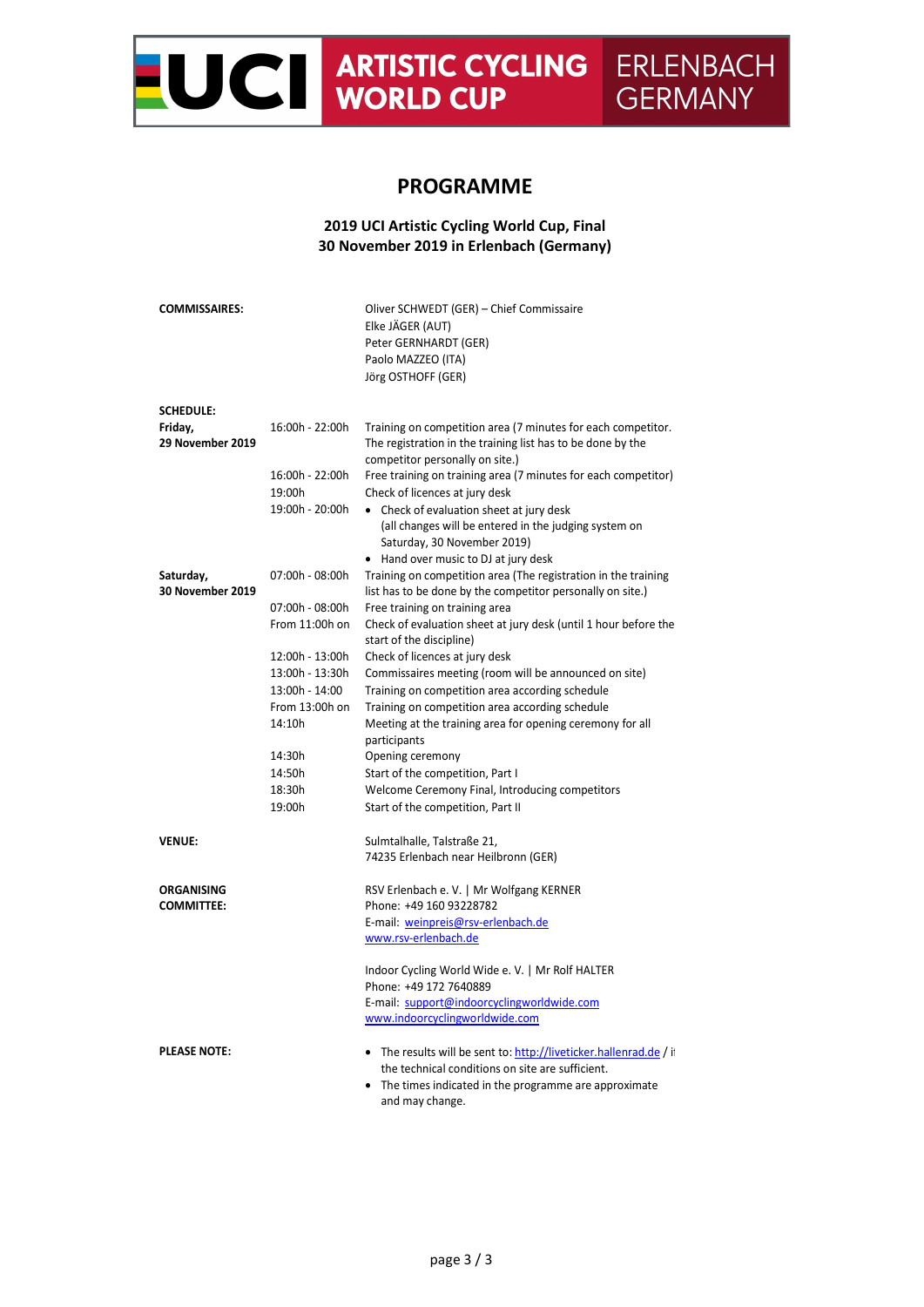UCI ARTISTIC CYCLING WORLD CUP ERLENBACH GERMANY

# PROGRAMME

## 2019 UCI Artistic Cycling World Cup, Final
## 30 November 2019 in Erlenbach (Germany)

**COMMISSAIRES:**

Oliver SCHWEDT (GER) – Chief Commissaire
Elke JÄGER (AUT)
Peter GERNHARDT (GER)
Paolo MAZZEO (ITA)
Jörg OSTHOFF (GER)

**SCHEDULE:**

| | | |
|---|---|---|
| **Friday, 29 November 2019** | 16:00h - 22:00h | Training on competition area (7 minutes for each competitor. The registration in the training list has to be done by the competitor personally on site.) |
| | 16:00h - 22:00h | Free training on training area (7 minutes for each competitor) |
| | 19:00h | Check of licences at jury desk |
| | 19:00h - 20:00h | • Check of evaluation sheet at jury desk (all changes will be entered in the judging system on Saturday, 30 November 2019)<br>• Hand over music to DJ at jury desk |
| **Saturday, 30 November 2019** | 07:00h - 08:00h | Training on competition area (The registration in the training list has to be done by the competitor personally on site.) |
| | 07:00h - 08:00h | Free training in training area |
| | From 11:00h on | Check of evaluation sheet at jury desk (until 1 hour before the start of the discipline) |
| | 12:00h - 13:00h | Check of licences at jury desk |
| | 13:00h - 13:30h | Commissaires meeting (room will be announced on site) |
| | 13:00h - 14:00 | Training on competition area according schedule |
| | From 13:00h on | Training on competition area according schedule |
| | 14:10h | Meeting at the training area for opening ceremony for all participants |
| | 14:30h | Opening ceremony |
| | 14:50h | Start of the competition, Part I |
| | 18:30h | Welcome Ceremony Final, Introducing competitors |
| | 19:00h | Start of the competition, Part II |

**VENUE:**

Sulmtalhalle, Talstraße 21,
74235 Erlenbach near Heilbronn (GER)

**ORGANISING COMMITTEE:**

RSV Erlenbach e. V. | Mr Wolfgang KERNER
Phone: +49 160 93228782
E-mail: weinpreis@rsv-erlenbach.de
www.rsv-erlenbach.de

Indoor Cycling World Wide e. V. | Mr Rolf HALTER
Phone: +49 172 7640889
E-mail: support@indoorcyclingworldwide.com
www.indoorcyclingworldwide.com

**PLEASE NOTE:**

- The results will be sent to: http://liveticker.hallenrad.de / if the technical conditions on site are sufficient.
- The times indicated in the programme are approximate and may change.